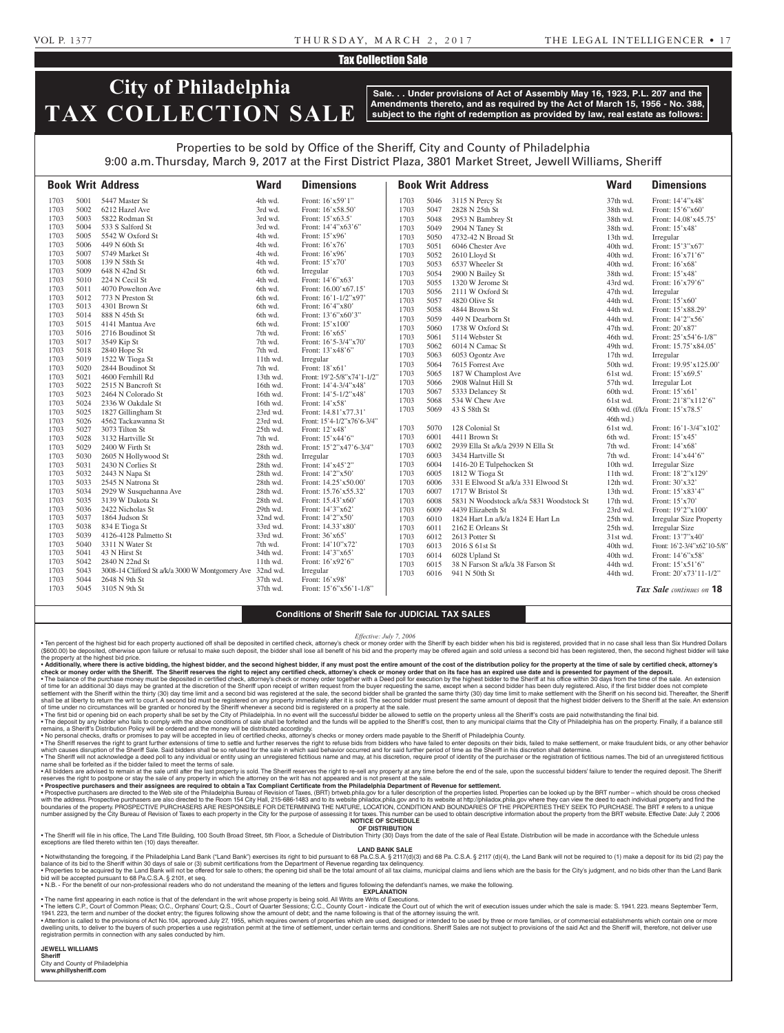## Tax Collection Sale

# City of Philadelphia TAX COLLECTION SALE

**Sale. . . Under provisions of Act of Assembly May 16, 1923, P.L. 207 and the Amendments thereto, and as required by the Act of March 15, 1956 - No. 388, subject to the right of redemption as provided by law, real estate as follows:**

Properties to be sold by Office of the Sheriff, City and County of Philadelphia
9:00 a.m. Thursday, March 9, 2017 at the First District Plaza, 3801 Market Street, Jewell Williams, Sheriff

| Book | Writ | Address | Ward | Dimensions |
|---|---|---|---|---|
| 1703 | 5001 | 5447 Master St | 4th wd. | Front: 16'x59'1" |
| 1703 | 5002 | 6212 Hazel Ave | 3rd wd. | Front: 16'x58.50' |
| 1703 | 5003 | 5822 Rodman St | 3rd wd. | Front: 15'x63.5' |
| 1703 | 5004 | 533 S Salford St | 3rd wd. | Front: 14'4"x63'6" |
| 1703 | 5005 | 5542 W Oxford St | 4th wd. | Front: 15'x96' |
| 1703 | 5006 | 449 N 60th St | 4th wd. | Front: 16'x76' |
| 1703 | 5007 | 5749 Market St | 4th wd. | Front: 16'x96' |
| 1703 | 5008 | 139 N 58th St | 4th wd. | Front: 15'x70' |
| 1703 | 5009 | 648 N 42nd St | 6th wd. | Irregular |
| 1703 | 5010 | 224 N Cecil St | 4th wd. | Front: 14'6"x63' |
| 1703 | 5011 | 4070 Powelton Ave | 6th wd. | Front: 16.00'x67.15' |
| 1703 | 5012 | 773 N Preston St | 6th wd. | Front: 16'1-1/2"x97' |
| 1703 | 5013 | 4301 Brown St | 6th wd. | Front: 16'4"x80' |
| 1703 | 5014 | 888 N 45th St | 6th wd. | Front: 13'6"x60'3" |
| 1703 | 5015 | 4141 Mantua Ave | 6th wd. | Front: 15'x100' |
| 1703 | 5016 | 2716 Boudinot St | 7th wd. | Front: 16'x65' |
| 1703 | 5017 | 3549 Kip St | 7th wd. | Front: 16'5-3/4"x70' |
| 1703 | 5018 | 2840 Hope St | 7th wd. | Front: 13'x48'6" |
| 1703 | 5019 | 1522 W Tioga St | 11th wd. | Irregular |
| 1703 | 5020 | 2844 Boudinot St | 7th wd. | Front: 18'x61' |
| 1703 | 5021 | 4600 Fernhill Rd | 13th wd. | Front: 19'2-5/8"x74'1-1/2" |
| 1703 | 5022 | 2515 N Bancroft St | 16th wd. | Front: 14'4-3/4"x48' |
| 1703 | 5023 | 2464 N Colorado St | 16th wd. | Front: 14'5-1/2"x48' |
| 1703 | 5024 | 2336 W Oakdale St | 16th wd. | Front: 14'x58' |
| 1703 | 5025 | 1827 Gillingham St | 23rd wd. | Front: 14.81'x77.31' |
| 1703 | 5026 | 4562 Tackawanna St | 23rd wd. | Front: 15'4-1/2"x76'6-3/4" |
| 1703 | 5027 | 3073 Tilton St | 25th wd. | Front: 12'x48' |
| 1703 | 5028 | 3132 Hartville St | 7th wd. | Front: 15'x44'6" |
| 1703 | 5029 | 2400 W Firth St | 28th wd. | Front: 15'2"x47'6-3/4" |
| 1703 | 5030 | 2605 N Hollywood St | 28th wd. | Irregular |
| 1703 | 5031 | 2430 N Corlies St | 28th wd. | Front: 14'x45'2" |
| 1703 | 5032 | 2443 N Napa St | 28th wd. | Front: 14'2"x50' |
| 1703 | 5033 | 2545 N Natrona St | 28th wd. | Front: 14.25'x50.00' |
| 1703 | 5034 | 2929 W Susquehanna Ave | 28th wd. | Front: 15.76'x55.32' |
| 1703 | 5035 | 3139 W Dakota St | 28th wd. | Front: 15.43'x60' |
| 1703 | 5036 | 2422 Nicholas St | 29th wd. | Front: 14'3"x62' |
| 1703 | 5037 | 1864 Judson St | 32nd wd. | Front: 14'2"x50' |
| 1703 | 5038 | 834 E Tioga St | 33rd wd. | Front: 14.33'x80' |
| 1703 | 5039 | 4126-4128 Palmetto St | 33rd wd. | Front: 36'x65' |
| 1703 | 5040 | 3311 N Water St | 7th wd. | Front: 14'10"x72' |
| 1703 | 5041 | 43 N Hirst St | 34th wd. | Front: 14'3"x65' |
| 1703 | 5042 | 2840 N 22nd St | 11th wd. | Front: 16'x92'6" |
| 1703 | 5043 | 3008-14 Clifford St a/k/a 3000 W Montgomery Ave | 32nd wd. | Irregular |
| 1703 | 5044 | 2648 N 9th St | 37th wd. | Front: 16'x98' |
| 1703 | 5045 | 3105 N 9th St | 37th wd. | Front: 15'6"x56'1-1/8" |
| 1703 | 5046 | 3115 N Percy St | 37th wd. | Front: 14'4"x48' |
| 1703 | 5047 | 2828 N 25th St | 38th wd. | Front: 15'6"x60' |
| 1703 | 5048 | 2953 N Bambrey St | 38th wd. | Front: 14.08'x45.75' |
| 1703 | 5049 | 2904 N Taney St | 38th wd. | Front: 15'x48' |
| 1703 | 5050 | 4732-42 N Broad St | 13th wd. | Irregular |
| 1703 | 5051 | 6046 Chester Ave | 40th wd. | Front: 15'3"x67' |
| 1703 | 5052 | 2610 Lloyd St | 40th wd. | Front: 16'x71'6" |
| 1703 | 5053 | 6537 Wheeler St | 40th wd. | Front: 16'x68' |
| 1703 | 5054 | 2900 N Bailey St | 38th wd. | Front: 15'x48' |
| 1703 | 5055 | 1320 W Jerome St | 43rd wd. | Front: 16'x79'6" |
| 1703 | 5056 | 2111 W Oxford St | 47th wd. | Irregular |
| 1703 | 5057 | 4820 Olive St | 44th wd. | Front: 15'x60' |
| 1703 | 5058 | 4844 Brown St | 44th wd. | Front: 15'x88.29' |
| 1703 | 5059 | 449 N Dearborn St | 44th wd. | Front: 14'2"x56' |
| 1703 | 5060 | 1738 W Oxford St | 47th wd. | Front: 20'x87' |
| 1703 | 5061 | 5114 Webster St | 46th wd. | Front: 25'x54'6-1/8" |
| 1703 | 5062 | 6014 N Camac St | 49th wd. | Front: 15.75'x84.05' |
| 1703 | 5063 | 6053 Ogontz Ave | 17th wd. | Irregular |
| 1703 | 5064 | 7615 Forrest Ave | 50th wd. | Front: 19.95'x125.00' |
| 1703 | 5065 | 187 W Champlost Ave | 61st wd. | Front: 15'x69.5' |
| 1703 | 5066 | 2908 Walnut Hill St | 57th wd. | Irregular Lot |
| 1703 | 5067 | 5333 Delancey St | 60th wd. | Front: 15'x61' |
| 1703 | 5068 | 534 W Chew Ave | 61st wd. | Front: 21'8"x112'6" |
| 1703 | 5069 | 43 S 58th St | 60th wd. (f/k/a 46th wd.) | Front: 15'x78.5' |
| 1703 | 5070 | 128 Colonial St | 61st wd. | Front: 16'1-3/4"x102' |
| 1703 | 6001 | 4411 Brown St | 6th wd. | Front: 15'x45' |
| 1703 | 6002 | 2939 Ella St a/k/a 2939 N Ella St | 7th wd. | Front: 14'x68' |
| 1703 | 6003 | 3434 Hartville St | 7th wd. | Front: 14'x44'6" |
| 1703 | 6004 | 1416-20 E Tulpehocken St | 10th wd. | Irregular Size |
| 1703 | 6005 | 1812 W Tioga St | 11th wd. | Front: 18'2"x129' |
| 1703 | 6006 | 331 E Elwood St a/k/a 331 Elwood St | 12th wd. | Front: 30'x32' |
| 1703 | 6007 | 1717 W Bristol St | 13th wd. | Front: 15'x83'4" |
| 1703 | 6008 | 5831 N Woodstock a/k/a 5831 Woodstock St | 17th wd. | Front: 15'x70' |
| 1703 | 6009 | 4439 Elizabeth St | 23rd wd. | Front: 19'2"x100' |
| 1703 | 6010 | 1824 Hart Ln a/k/a 1824 E Hart Ln | 25th wd. | Irregular Size Property |
| 1703 | 6011 | 2162 E Orleans St | 25th wd. | Irregular Size |
| 1703 | 6012 | 2613 Potter St | 31st wd. | Front: 13'7"x40' |
| 1703 | 6013 | 2016 S 61st St | 40th wd. | Front: 16'2-3/4"x62'10-5/8" |
| 1703 | 6014 | 6028 Upland St | 40th wd. | Front: 14'6"x58' |
| 1703 | 6015 | 38 N Farson St a/k/a 38 Farson St | 44th wd. | Front: 15'x51'6" |
| 1703 | 6016 | 941 N 50th St | 44th wd. | Front: 20'x73'11-1/2" |

*Tax Sale continues on* **18**

### Conditions of Sheriff Sale for JUDICIAL TAX SALES

*Effective: July 7, 2006*

• Ten percent of the highest bid for each property auctioned off shall be deposited in certified check, attorney's check or money order with the Sheriff by each bidder when his bid is registered, provided that in no case shall less than Six Hundred Dollars ($600.00) be deposited, otherwise upon failure or refusal to make such deposit, the bidder shall lose all benefit of his bid and the property may be offered again and sold unless a second bid has been registered, then, the second highest bidder will take the property at the highest bid price.

**• Additionally, where there is active bidding, the highest bidder, and the second highest bidder, if any must post the entire amount of the cost of the distribution policy for the property at the time of sale by certified check, attorney's check or money order with the Sheriff. The Sheriff reserves the right to reject any certified check, attorney's check or money order that on its face has an expired use date and is presented for payment of the deposit.**

• The balance of the purchase money must be deposited in certified check, attorney's check or money order together with a Deed poll for execution by the highest bidder to the Sheriff at his office within 30 days from the time of the sale. An extension of time for an additional 30 days may be granted at the discretion of the Sheriff upon receipt of written request from the buyer requesting the same, except when a second bidder has been duly registered. Also, if the first bidder does not complete settlement with the Sheriff within the thirty (30) day time limit and a second bid was registered at the sale, the second bidder shall be granted the same thirty (30) day time limit to make settlement with the Sheriff on his second bid. Thereafter, the Sheriff shall be at liberty to return the writ to court. A second bid must be registered on any property immediately after it is sold. The second bidder must present the same amount of deposit that the highest bidder delivers to the Sheriff at the sale. An extension of time under no circumstances will be granted or honored by the Sheriff whenever a second bid is registered on a property at the sale.

• The first bid or opening bid on each property shall be set by the City of Philadelphia. In no event will the successful bidder be allowed to settle on the property unless all the Sheriff's costs are paid notwithstanding the final bid.

• The deposit by any bidder who fails to comply with the above conditions of sale shall be forfeited and the funds will be applied to the Sheriff's cost, then to any municipal claims that the City of Philadelphia has on the property. Finally, if a balance still remains, a Sheriff's Distribution Policy will be ordered and the money will be distributed accordingly.

• No personal checks, drafts or promises to pay will be accepted in lieu of certified checks, attorney's checks or money orders made payable to the Sheriff of Philadelphia County.

• The Sheriff reserves the right to grant further extensions of time to settle and further reserves the right to refuse bids from bidders who have failed to enter deposits on their bids, failed to make settlement, or make fraudulent bids, or any other behavior which causes disruption of the Sheriff Sale. Said bidders shall be so refused for the sale in which said behavior occurred and for said further period of time as the Sheriff in his discretion shall determine.

• The Sheriff will not acknowledge a deed poll to any individual or entity using an unregistered fictitious name and may, at his discretion, require proof of identity of the purchaser or the registration of fictitious names. The bid of an unregistered fictitious name shall be forfeited as if the bidder failed to meet the terms of sale.

• All bidders are advised to remain at the sale until after the last property is sold. The Sheriff reserves the right to re-sell any property at any time before the end of the sale, upon the successful bidders' failure to tender the required deposit. The Sheriff reserves the right to postpone or stay the sale of any property in which the attorney on the writ has not appeared and is not present at the sale.

**• Prospective purchasers and their assignees are required to obtain a Tax Compliant Certificate from the Philadelphia Department of Revenue for settlement.**

• Prospective purchasers are directed to the Web site of the Philadelphia Bureau of Revision of Taxes, (BRT) brtweb.phila.gov for a fuller description of the properties listed. Properties can be looked up by the BRT number – which should be cross checked with the address. Prospective purchasers are also directed to the Room 154 City Hall, 215-686-1483 and to its website philadox.phila.gov and to its website at http://philadox.phila.gov where they can view the deed to each individual property and find the boundaries of the property. PROSPECTIVE PURCHASERS ARE RESPONSIBLE FOR DETERMINING THE NATURE, LOCATION, CONDITION AND BOUNDARIES OF THE PROPERTIES THEY SEEK TO PURCHASE. The BRT # refers to a unique number assigned by the City Bureau of Revision of Taxes to each property in the City for the purpose of assessing it for taxes. This number can be used to obtain descriptive information about the property from the BRT website. Effective Date: July 7, 2006

**NOTICE OF SCHEDULE OF DISTRIBUTION**

• The Sheriff will file in his office, The Land Title Building, 100 South Broad Street, 5th Floor, a Schedule of Distribution Thirty (30) Days from the date of the sale of Real Estate. Distribution will be made in accordance with the Schedule unless exceptions are filed thereto within ten (10) days thereafter.

**LAND BANK SALE**

• Notwithstanding the foregoing, if the Philadelphia Land Bank ("Land Bank") exercises its right to bid pursuant to 68 Pa.C.S.A. § 2117(d)(3) and 68 Pa. C.S.A. § 2117 (d)(4), the Land Bank will not be required to (1) make a deposit for its bid (2) pay the balance of its bid to the Sheriff within 30 days of sale or (3) submit certifications from the Department of Revenue regarding tax delinquency.

• Properties to be acquired by the Land Bank will not be offered for sale to others; the opening bid shall be the total amount of all tax claims, municipal claims and liens which are the basis for the City's judgment, and no bids other than the Land Bank bid will be accepted pursuant to 68 Pa.C.S.A. § 2101, et seq.

• N.B. - For the benefit of our non-professional readers who do not understand the meaning of the letters and figures following the defendant's names, we make the following.

**EXPLANATION**

• The name first appearing in each notice is that of the defendant in the writ whose property is being sold. All Writs are Writs of Executions.

• The letters C.P., Court of Common Pleas; O.C., Orphans' Court; Q.S., Court of Quarter Sessions; C.C., County Court - indicate the Court out of which the writ of execution issues under which the sale is made: S. 1941. 223. means September Term, 1941. 223, the term and number of the docket entry; the figures following show the amount of debt; and the name following is that of the attorney issuing the writ.

• Attention is called to the provisions of Act No.104, approved July 27, 1955, which requires owners of properties which are used, designed or intended to be used by three or more families, or of commercial establishments which contain one or more dwelling units, to deliver to the buyers of such properties a use registration permit at the time of settlement, under certain terms and conditions. Sheriff Sales are not subject to provisions of the said Act and the Sheriff will, therefore, not deliver use registration permits in connection with any sales conducted by him.

**JEWELL WILLIAMS**
**Sheriff**
City and County of Philadelphia
**www.phillysheriff.com**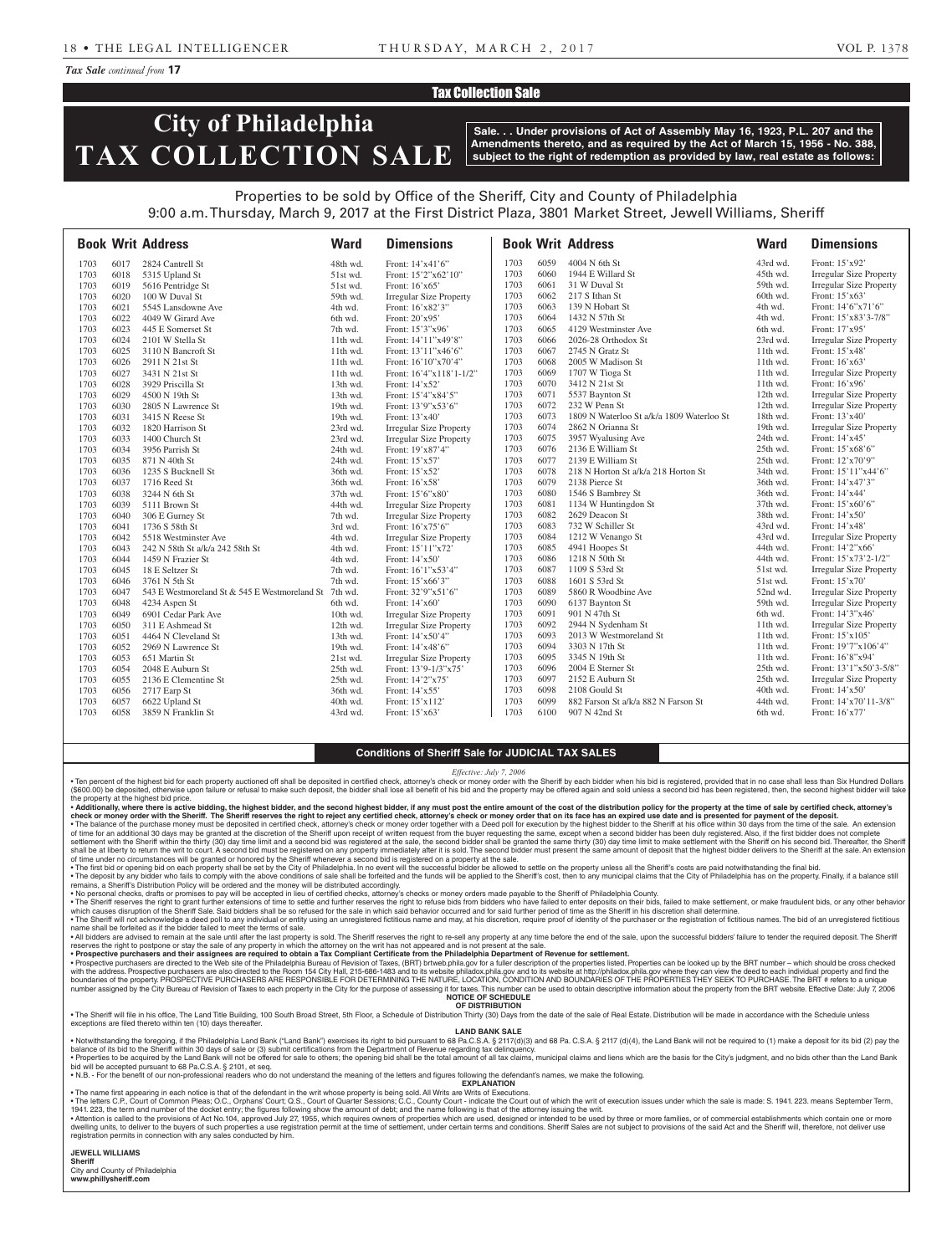*Tax Sale continued from* **17**

Tax Collection Sale

# City of Philadelphia TAX COLLECTION SALE

**Sale. . . Under provisions of Act of Assembly May 16, 1923, P.L. 207 and the Amendments thereto, and as required by the Act of March 15, 1956 - No. 388, subject to the right of redemption as provided by law, real estate as follows:**

Properties to be sold by Office of the Sheriff, City and County of Philadelphia
9:00 a.m. Thursday, March 9, 2017 at the First District Plaza, 3801 Market Street, Jewell Williams, Sheriff

| Book | Writ | Address | Ward | Dimensions |
|---|---|---|---|---|
| 1703 | 6017 | 2824 Cantrell St | 48th wd. | Front: 14'x41'6" |
| 1703 | 6018 | 5315 Upland St | 51st wd. | Front: 15'2"x62'10" |
| 1703 | 6019 | 5616 Pentridge St | 51st wd. | Front: 16'x65' |
| 1703 | 6020 | 100 W Duval St | 59th wd. | Irregular Size Property |
| 1703 | 6021 | 5545 Lansdowne Ave | 4th wd. | Front: 16'x82'3" |
| 1703 | 6022 | 4049 W Girard Ave | 6th wd. | Front: 20'x95' |
| 1703 | 6023 | 445 E Somerset St | 7th wd. | Front: 15'3"x96' |
| 1703 | 6024 | 2101 W Stella St | 11th wd. | Front: 14'11"x49'8" |
| 1703 | 6025 | 3110 N Bancroft St | 11th wd. | Front: 13'11"x46'6" |
| 1703 | 6026 | 2911 N 21st St | 11th wd. | Front: 16'10"x70'4" |
| 1703 | 6027 | 3431 N 21st St | 11th wd. | Front: 16'4"x118'1-1/2" |
| 1703 | 6028 | 3929 Priscilla St | 13th wd. | Front: 14'x52' |
| 1703 | 6029 | 4500 N 19th St | 13th wd. | Front: 15'4"x84'5" |
| 1703 | 6030 | 2805 N Lawrence St | 19th wd. | Front: 13'9"x53'6" |
| 1703 | 6031 | 3415 N Reese St | 19th wd. | Front: 13'x40' |
| 1703 | 6032 | 1820 Harrison St | 23rd wd. | Irregular Size Property |
| 1703 | 6033 | 1400 Church St | 23rd wd. | Irregular Size Property |
| 1703 | 6034 | 3956 Parrish St | 24th wd. | Front: 19'x87'4" |
| 1703 | 6035 | 871 N 40th St | 24th wd. | Front: 15'x57' |
| 1703 | 6036 | 1235 S Bucknell St | 36th wd. | Front: 15'x52' |
| 1703 | 6037 | 1716 Reed St | 36th wd. | Front: 16'x58' |
| 1703 | 6038 | 3244 N 6th St | 37th wd. | Front: 15'6"x80' |
| 1703 | 6039 | 5111 Brown St | 44th wd. | Irregular Size Property |
| 1703 | 6040 | 306 E Gurney St | 7th wd. | Irregular Size Property |
| 1703 | 6041 | 1736 S 58th St | 3rd wd. | Front: 16'x75'6" |
| 1703 | 6042 | 5518 Westminster Ave | 4th wd. | Irregular Size Property |
| 1703 | 6043 | 242 N 58th St a/k/a 242 58th St | 4th wd. | Front: 15'11"x72' |
| 1703 | 6044 | 1459 N Frazier St | 4th wd. | Front: 14'x50' |
| 1703 | 6045 | 18 E Seltzer St | 7th wd. | Front: 16'1"x53'4" |
| 1703 | 6046 | 3761 N 5th St | 7th wd. | Front: 15'x66'3" |
| 1703 | 6047 | 543 E Westmoreland St & 545 E Westmoreland St | 7th wd. | Front: 32'9"x51'6" |
| 1703 | 6048 | 4234 Aspen St | 6th wd. | Front: 14'x60' |
| 1703 | 6049 | 6901 Cedar Park Ave | 10th wd. | Irregular Size Property |
| 1703 | 6050 | 311 E Ashmead St | 12th wd. | Irregular Size Property |
| 1703 | 6051 | 4464 N Cleveland St | 13th wd. | Front: 14'x50'4" |
| 1703 | 6052 | 2969 N Lawrence St | 19th wd. | Front: 14'x48'6" |
| 1703 | 6053 | 651 Martin St | 21st wd. | Irregular Size Property |
| 1703 | 6054 | 2048 E Auburn St | 25th wd. | Front: 13'9-1/3"x75' |
| 1703 | 6055 | 2136 E Clementine St | 25th wd. | Front: 14'2"x75' |
| 1703 | 6056 | 2717 Earp St | 36th wd. | Front: 14'x55' |
| 1703 | 6057 | 6622 Upland St | 40th wd. | Front: 15'x112' |
| 1703 | 6058 | 3859 N Franklin St | 43rd wd. | Front: 15'x63' |
| 1703 | 6059 | 4004 N 6th St | 43rd wd. | Front: 15'x92' |
| 1703 | 6060 | 1944 E Willard St | 45th wd. | Irregular Size Property |
| 1703 | 6061 | 31 W Duval St | 59th wd. | Irregular Size Property |
| 1703 | 6062 | 217 S Ithan St | 60th wd. | Front: 15'x63' |
| 1703 | 6063 | 139 N Hobart St | 4th wd. | Front: 14'6"x71'6" |
| 1703 | 6064 | 1432 N 57th St | 4th wd. | Front: 15'x83'3-7/8" |
| 1703 | 6065 | 4129 Westminster Ave | 6th wd. | Front: 17'x95' |
| 1703 | 6066 | 2026-28 Orthodox St | 23rd wd. | Irregular Size Property |
| 1703 | 6067 | 2745 N Gratz St | 11th wd. | Front: 15'x48' |
| 1703 | 6068 | 2005 W Madison St | 11th wd. | Front: 16'x63' |
| 1703 | 6069 | 1707 W Tioga St | 11th wd. | Irregular Size Property |
| 1703 | 6070 | 3412 N 21st St | 11th wd. | Front: 16'x96' |
| 1703 | 6071 | 5537 Baynton St | 12th wd. | Irregular Size Property |
| 1703 | 6072 | 232 W Penn St | 12th wd. | Irregular Size Property |
| 1703 | 6073 | 1809 N Waterloo St a/k/a 1809 Waterloo St | 18th wd. | Front: 13'x40' |
| 1703 | 6074 | 2862 N Orianna St | 19th wd. | Irregular Size Property |
| 1703 | 6075 | 3957 Wyalusing Ave | 24th wd. | Front: 14'x45' |
| 1703 | 6076 | 2136 E William St | 25th wd. | Front: 15'x68'6" |
| 1703 | 6077 | 2139 E William St | 25th wd. | Front: 12'x70'9" |
| 1703 | 6078 | 218 N Horton St a/k/a 218 Horton St | 34th wd. | Front: 15'11"x44'6" |
| 1703 | 6079 | 2138 Pierce St | 36th wd. | Front: 14'x47'3" |
| 1703 | 6080 | 1546 S Bambrey St | 36th wd. | Front: 14'x44' |
| 1703 | 6081 | 1134 W Huntingdon St | 37th wd. | Front: 15'x60'6" |
| 1703 | 6082 | 2629 Deacon St | 38th wd. | Front: 14'x50' |
| 1703 | 6083 | 732 W Schiller St | 43rd wd. | Front: 14'x48' |
| 1703 | 6084 | 1212 W Venango St | 43rd wd. | Irregular Size Property |
| 1703 | 6085 | 4941 Hoopes St | 44th wd. | Front: 14'2"x66' |
| 1703 | 6086 | 1218 N 50th St | 44th wd. | Front: 15'x73'2-1/2" |
| 1703 | 6087 | 1109 S 53rd St | 51st wd. | Irregular Size Property |
| 1703 | 6088 | 1601 S 53rd St | 51st wd. | Front: 15'x70' |
| 1703 | 6089 | 5860 R Woodbine Ave | 52nd wd. | Irregular Size Property |
| 1703 | 6090 | 6137 Baynton St | 59th wd. | Irregular Size Property |
| 1703 | 6091 | 901 N 47th St | 6th wd. | Front: 14'3"x46' |
| 1703 | 6092 | 2944 N Sydenham St | 11th wd. | Irregular Size Property |
| 1703 | 6093 | 2013 W Westmoreland St | 11th wd. | Front: 15'x105' |
| 1703 | 6094 | 3303 N 17th St | 11th wd. | Front: 19'7"x106'4" |
| 1703 | 6095 | 3345 N 19th St | 11th wd. | Front: 16'8"x94' |
| 1703 | 6096 | 2004 E Sterner St | 25th wd. | Front: 13'1"x50'3-5/8" |
| 1703 | 6097 | 2152 E Auburn St | 25th wd. | Irregular Size Property |
| 1703 | 6098 | 2108 Gould St | 40th wd. | Front: 14'x50' |
| 1703 | 6099 | 882 Farson St a/k/a 882 N Farson St | 44th wd. | Front: 14'x70'11-3/8" |
| 1703 | 6100 | 907 N 42nd St | 6th wd. | Front: 16'x77' |

## Conditions of Sheriff Sale for JUDICIAL TAX SALES

*Effective: July 7, 2006*

• Ten percent of the highest bid for each property auctioned off shall be deposited in certified check, attorney's check or money order with the Sheriff by each bidder when his bid is registered, provided that in no case shall less than Six Hundred Dollars ($600.00) be deposited, otherwise upon failure or refusal to make such deposit, the bidder shall lose all benefit of his bid and the property may be offered again and sold unless a second bid has been registered, then, the second highest bidder will take the property at the highest bid price.

• **Additionally, where there is active bidding, the highest bidder, and the second highest bidder, if any must post the entire amount of the cost of the distribution policy for the property at the time of sale by certified check, attorney's check or money order with the Sheriff. The Sheriff reserves the right to reject any certified check, attorney's check or money order that on its face has an expired use date and is presented for payment of the deposit.**

• The balance of the purchase money must be deposited in certified check, attorney's check or money order together with a Deed poll for execution by the highest bidder to the Sheriff at his office within 30 days from the time of the sale. An extension of time for an additional 30 days may be granted at the discretion of the Sheriff upon receipt of written request from the buyer requesting the same, except when a second bidder has been duly registered. Also, if the first bidder does not complete settlement with the Sheriff within the thirty (30) day time limit and a second bid was registered at the sale, the second bidder shall be granted the same thirty (30) day time limit to make settlement with the Sheriff on his second bid. Thereafter, the Sheriff shall be at liberty to return the writ to court. A second bid must be registered on any property immediately after it is sold. The second bidder must present the same amount of deposit that the highest bidder delivers to the Sheriff at the sale. An extension of time under no circumstances will be granted or honored by the Sheriff whenever a second bid is registered on a property at the sale.

• The first bid or opening bid on each property shall be set by the City of Philadelphia. In no event will the successful bidder be allowed to settle on the property unless all the Sheriff's costs are paid notwithstanding the final bid.

• The deposit by any bidder who fails to comply with the above conditions of sale shall be forfeited and the funds will be applied to the Sheriff's cost, then to any municipal claims that the City of Philadelphia has on the property. Finally, if a balance still remains, a Sheriff's Distribution Policy will be ordered and the money will be distributed accordingly.

• No personal checks, drafts or promises to pay will be accepted in lieu of certified checks, attorney's checks or money orders made payable to the Sheriff of Philadelphia County.

• The Sheriff reserves the right to grant further extensions of time to settle and further reserves the right to refuse bids from bidders who have failed to enter deposits on their bids, failed to make settlement, or make fraudulent bids, or any other behavior which causes disruption of the Sheriff Sale. Said bidders shall be so refused for the sale in which said behavior occurred and for said further period of time as the Sheriff in his discretion shall determine.

• The Sheriff will not acknowledge a deed poll to any individual or entity using an unregistered fictitious name and may, at his discretion, require proof of identity of the purchaser or the registration of fictitious names. The bid of an unregistered fictitious name shall be forfeited as if the bidder failed to meet the terms of sale.

• All bidders are advised to remain at the sale until after the last property is sold. The Sheriff reserves the right to re-sell any property at any time before the end of the sale, upon the successful bidders' failure to tender the required deposit. The Sheriff reserves the right to postpone or stay the sale of any property in which the attorney on the writ has not appeared and is not present at the sale.

• **Prospective purchasers and their assignees are required to obtain a Tax Compliant Certificate from the Philadelphia Department of Revenue for settlement.**

• Prospective purchasers are directed to the Web site of the Philadelphia Bureau of Revision of Taxes, (BRT) brtweb.phila.gov for a fuller description of the properties listed. Properties can be looked up by the BRT number – which should be cross checked with the address. Prospective purchasers are also directed to the Room 154 City Hall, 215-686-1483 and to its website philadox.phila.gov and to its website at http://philadox.phila.gov where they can view the deed to each individual property and find the boundaries of the property. PROSPECTIVE PURCHASERS ARE RESPONSIBLE FOR DETERMINING THE NATURE, LOCATION, CONDITION AND BOUNDARIES OF THE PROPERTIES THEY SEEK TO PURCHASE. The BRT # refers to a unique number assigned by the City Bureau of Revision of Taxes to each property in the City for the purpose of assessing it for taxes. This number can be used to obtain descriptive information about the property from the BRT website. Effective Date: July 7, 2006

**NOTICE OF SCHEDULE OF DISTRIBUTION**

• The Sheriff will file in his office, The Land Title Building, 100 South Broad Street, 5th Floor, a Schedule of Distribution Thirty (30) Days from the date of the sale of Real Estate. Distribution will be made in accordance with the Schedule unless exceptions are filed thereto within ten (10) days thereafter.

**LAND BANK SALE**

• Notwithstanding the foregoing, if the Philadelphia Land Bank ("Land Bank") exercises its right to bid pursuant to 68 Pa.C.S.A. § 2117(d)(3) and 68 Pa. C.S.A. § 2117 (d)(4), the Land Bank will not be required to (1) make a deposit for its bid (2) pay the balance of its bid to the Sheriff within 30 days of sale or (3) submit certifications from the Department of Revenue regarding tax delinquency.

• Properties to be acquired by the Land Bank will not be offered for sale to others; the opening bid shall be the total amount of all tax claims, municipal claims and liens which are the basis for the City's judgment, and no bids other than the Land Bank bid will be accepted pursuant to 68 Pa.C.S.A. § 2101, et seq.

• N.B. - For the benefit of our non-professional readers who do not understand the meaning of the letters and figures following the defendant's names, we make the following.

**EXPLANATION**

• The name first appearing in each notice is that of the defendant in the writ whose property is being sold. All Writs are Writs of Executions.

• The letters C.P., Court of Common Pleas; O.C., Orphans' Court; Q.S., Court of Quarter Sessions; C.C., County Court - indicate the Court out of which the writ of execution issues under which the sale is made: S. 1941. 223. means September Term, 1941. 223, the term and number of the docket entry; the figures following show the amount of debt; and the name following is that of the attorney issuing the writ.

• Attention is called to the provisions of Act No.104, approved July 27, 1955, which requires owners of properties which are used, designed or intended to be used by three or more families, or of commercial establishments which contain one or more dwelling units, to deliver to the buyers of such properties a use registration permit at the time of settlement, under certain terms and conditions. Sheriff Sales are not subject to provisions of the said Act and the Sheriff will, therefore, not deliver use registration permits in connection with any sales conducted by him.

**JEWELL WILLIAMS**
**Sheriff**
City and County of Philadelphia
**www.phillysheriff.com**